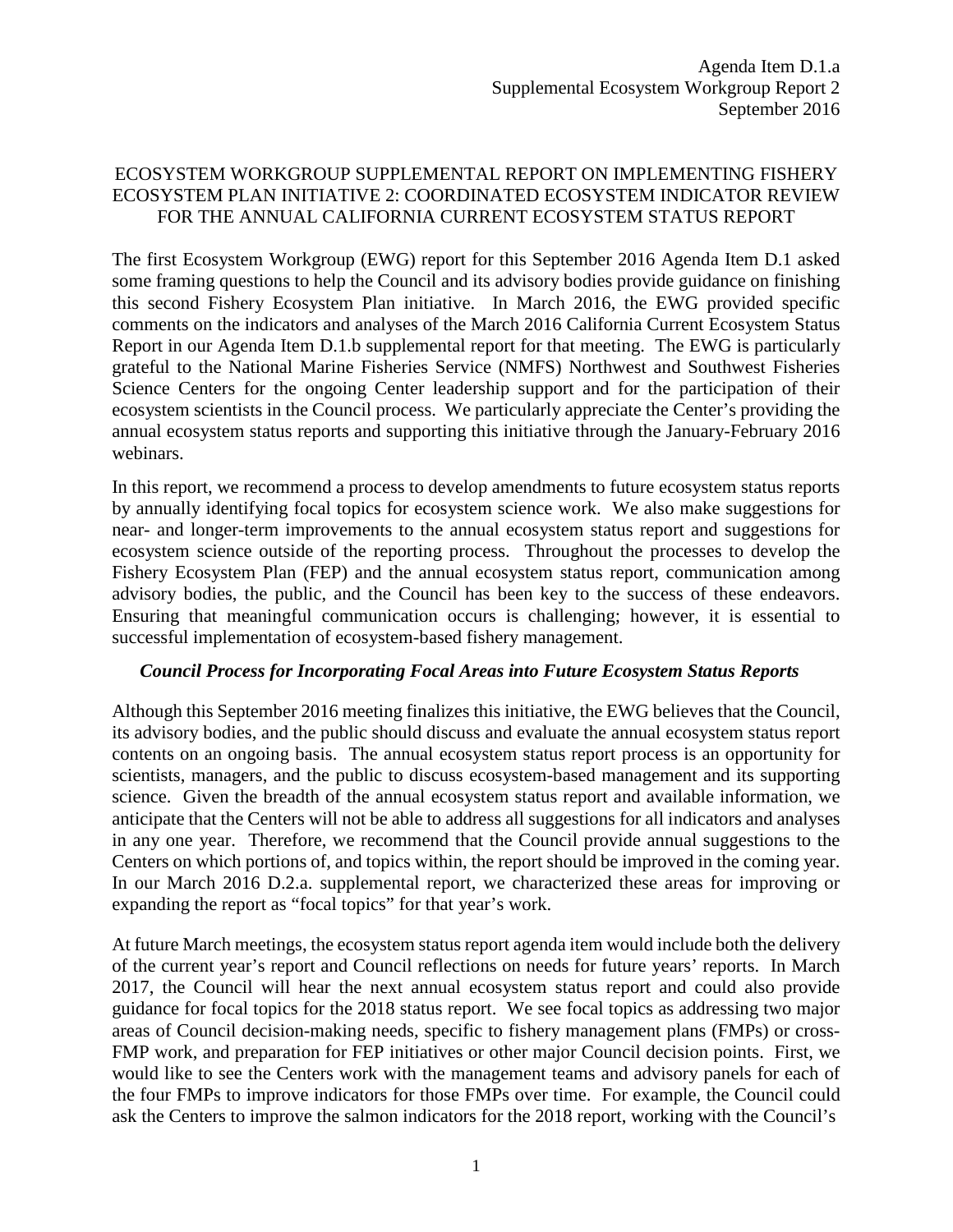Agenda Item D.1.a
Supplemental Ecosystem Workgroup Report 2
September 2016

# ECOSYSTEM WORKGROUP SUPPLEMENTAL REPORT ON IMPLEMENTING FISHERY ECOSYSTEM PLAN INITIATIVE 2: COORDINATED ECOSYSTEM INDICATOR REVIEW FOR THE ANNUAL CALIFORNIA CURRENT ECOSYSTEM STATUS REPORT

The first Ecosystem Workgroup (EWG) report for this September 2016 Agenda Item D.1 asked some framing questions to help the Council and its advisory bodies provide guidance on finishing this second Fishery Ecosystem Plan initiative. In March 2016, the EWG provided specific comments on the indicators and analyses of the March 2016 California Current Ecosystem Status Report in our Agenda Item D.1.b supplemental report for that meeting. The EWG is particularly grateful to the National Marine Fisheries Service (NMFS) Northwest and Southwest Fisheries Science Centers for the ongoing Center leadership support and for the participation of their ecosystem scientists in the Council process. We particularly appreciate the Center's providing the annual ecosystem status reports and supporting this initiative through the January-February 2016 webinars.

In this report, we recommend a process to develop amendments to future ecosystem status reports by annually identifying focal topics for ecosystem science work. We also make suggestions for near- and longer-term improvements to the annual ecosystem status report and suggestions for ecosystem science outside of the reporting process. Throughout the processes to develop the Fishery Ecosystem Plan (FEP) and the annual ecosystem status report, communication among advisory bodies, the public, and the Council has been key to the success of these endeavors. Ensuring that meaningful communication occurs is challenging; however, it is essential to successful implementation of ecosystem-based fishery management.

## *Council Process for Incorporating Focal Areas into Future Ecosystem Status Reports*

Although this September 2016 meeting finalizes this initiative, the EWG believes that the Council, its advisory bodies, and the public should discuss and evaluate the annual ecosystem status report contents on an ongoing basis. The annual ecosystem status report process is an opportunity for scientists, managers, and the public to discuss ecosystem-based management and its supporting science. Given the breadth of the annual ecosystem status report and available information, we anticipate that the Centers will not be able to address all suggestions for all indicators and analyses in any one year. Therefore, we recommend that the Council provide annual suggestions to the Centers on which portions of, and topics within, the report should be improved in the coming year. In our March 2016 D.2.a. supplemental report, we characterized these areas for improving or expanding the report as "focal topics" for that year's work.

At future March meetings, the ecosystem status report agenda item would include both the delivery of the current year's report and Council reflections on needs for future years' reports. In March 2017, the Council will hear the next annual ecosystem status report and could also provide guidance for focal topics for the 2018 status report. We see focal topics as addressing two major areas of Council decision-making needs, specific to fishery management plans (FMPs) or cross-FMP work, and preparation for FEP initiatives or other major Council decision points. First, we would like to see the Centers work with the management teams and advisory panels for each of the four FMPs to improve indicators for those FMPs over time. For example, the Council could ask the Centers to improve the salmon indicators for the 2018 report, working with the Council's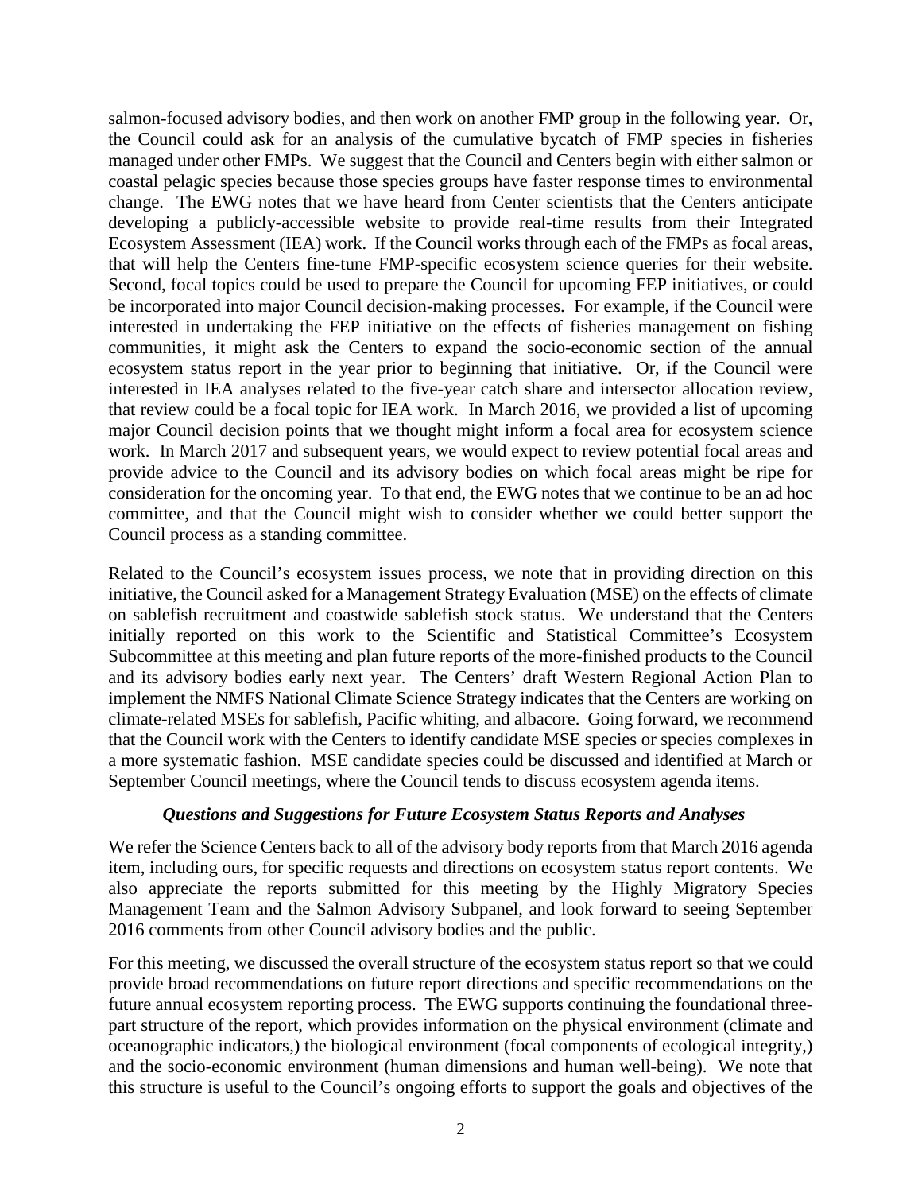salmon-focused advisory bodies, and then work on another FMP group in the following year. Or, the Council could ask for an analysis of the cumulative bycatch of FMP species in fisheries managed under other FMPs. We suggest that the Council and Centers begin with either salmon or coastal pelagic species because those species groups have faster response times to environmental change. The EWG notes that we have heard from Center scientists that the Centers anticipate developing a publicly-accessible website to provide real-time results from their Integrated Ecosystem Assessment (IEA) work. If the Council works through each of the FMPs as focal areas, that will help the Centers fine-tune FMP-specific ecosystem science queries for their website. Second, focal topics could be used to prepare the Council for upcoming FEP initiatives, or could be incorporated into major Council decision-making processes. For example, if the Council were interested in undertaking the FEP initiative on the effects of fisheries management on fishing communities, it might ask the Centers to expand the socio-economic section of the annual ecosystem status report in the year prior to beginning that initiative. Or, if the Council were interested in IEA analyses related to the five-year catch share and intersector allocation review, that review could be a focal topic for IEA work. In March 2016, we provided a list of upcoming major Council decision points that we thought might inform a focal area for ecosystem science work. In March 2017 and subsequent years, we would expect to review potential focal areas and provide advice to the Council and its advisory bodies on which focal areas might be ripe for consideration for the oncoming year. To that end, the EWG notes that we continue to be an ad hoc committee, and that the Council might wish to consider whether we could better support the Council process as a standing committee.

Related to the Council's ecosystem issues process, we note that in providing direction on this initiative, the Council asked for a Management Strategy Evaluation (MSE) on the effects of climate on sablefish recruitment and coastwide sablefish stock status. We understand that the Centers initially reported on this work to the Scientific and Statistical Committee's Ecosystem Subcommittee at this meeting and plan future reports of the more-finished products to the Council and its advisory bodies early next year. The Centers' draft Western Regional Action Plan to implement the NMFS National Climate Science Strategy indicates that the Centers are working on climate-related MSEs for sablefish, Pacific whiting, and albacore. Going forward, we recommend that the Council work with the Centers to identify candidate MSE species or species complexes in a more systematic fashion. MSE candidate species could be discussed and identified at March or September Council meetings, where the Council tends to discuss ecosystem agenda items.

### *Questions and Suggestions for Future Ecosystem Status Reports and Analyses*

We refer the Science Centers back to all of the advisory body reports from that March 2016 agenda item, including ours, for specific requests and directions on ecosystem status report contents. We also appreciate the reports submitted for this meeting by the Highly Migratory Species Management Team and the Salmon Advisory Subpanel, and look forward to seeing September 2016 comments from other Council advisory bodies and the public.

For this meeting, we discussed the overall structure of the ecosystem status report so that we could provide broad recommendations on future report directions and specific recommendations on the future annual ecosystem reporting process. The EWG supports continuing the foundational three-part structure of the report, which provides information on the physical environment (climate and oceanographic indicators,) the biological environment (focal components of ecological integrity,) and the socio-economic environment (human dimensions and human well-being). We note that this structure is useful to the Council's ongoing efforts to support the goals and objectives of the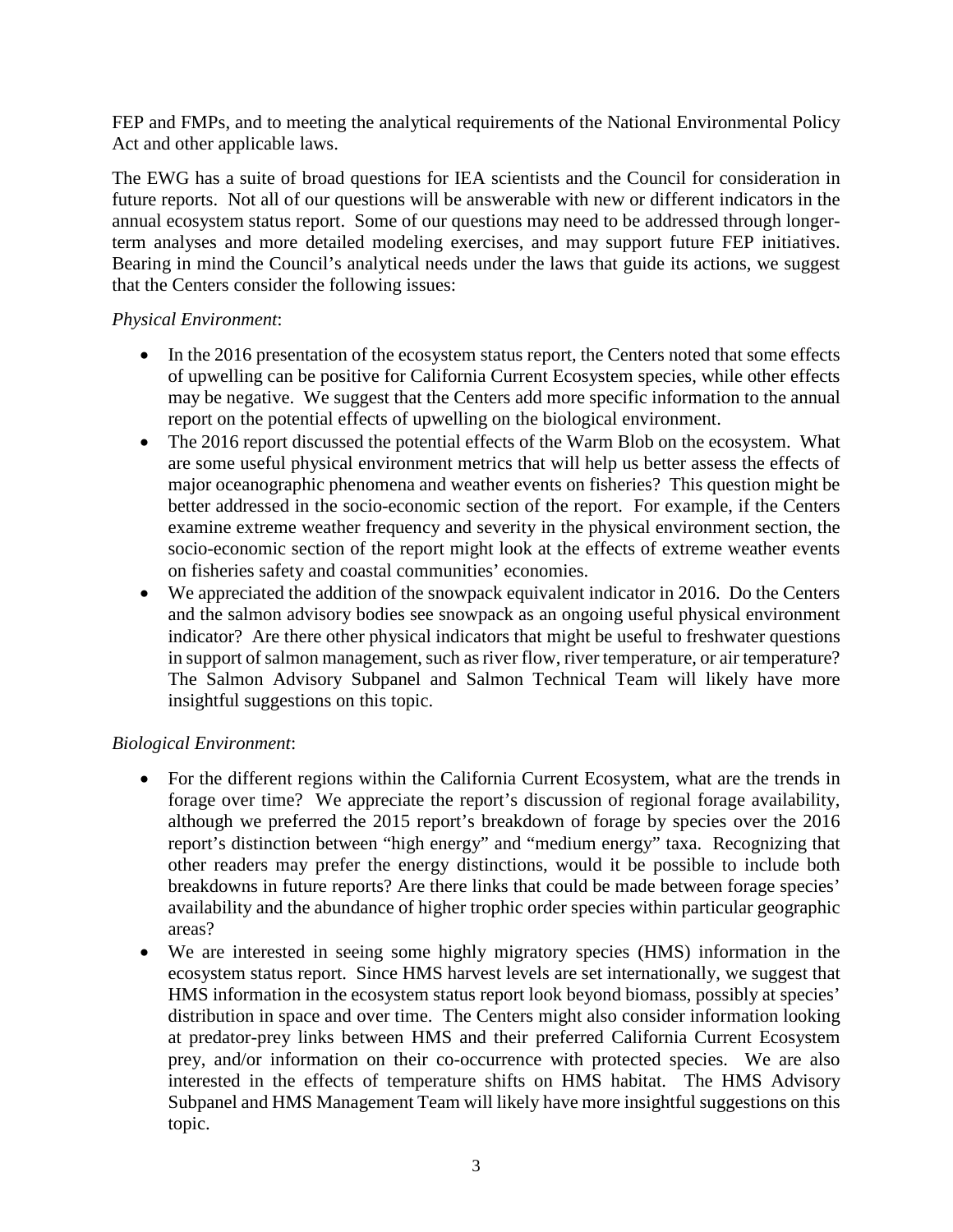FEP and FMPs, and to meeting the analytical requirements of the National Environmental Policy Act and other applicable laws.

The EWG has a suite of broad questions for IEA scientists and the Council for consideration in future reports. Not all of our questions will be answerable with new or different indicators in the annual ecosystem status report. Some of our questions may need to be addressed through longer-term analyses and more detailed modeling exercises, and may support future FEP initiatives. Bearing in mind the Council's analytical needs under the laws that guide its actions, we suggest that the Centers consider the following issues:

*Physical Environment*:

- In the 2016 presentation of the ecosystem status report, the Centers noted that some effects of upwelling can be positive for California Current Ecosystem species, while other effects may be negative. We suggest that the Centers add more specific information to the annual report on the potential effects of upwelling on the biological environment.
- The 2016 report discussed the potential effects of the Warm Blob on the ecosystem. What are some useful physical environment metrics that will help us better assess the effects of major oceanographic phenomena and weather events on fisheries? This question might be better addressed in the socio-economic section of the report. For example, if the Centers examine extreme weather frequency and severity in the physical environment section, the socio-economic section of the report might look at the effects of extreme weather events on fisheries safety and coastal communities' economies.
- We appreciated the addition of the snowpack equivalent indicator in 2016. Do the Centers and the salmon advisory bodies see snowpack as an ongoing useful physical environment indicator? Are there other physical indicators that might be useful to freshwater questions in support of salmon management, such as river flow, river temperature, or air temperature? The Salmon Advisory Subpanel and Salmon Technical Team will likely have more insightful suggestions on this topic.

*Biological Environment*:

- For the different regions within the California Current Ecosystem, what are the trends in forage over time? We appreciate the report's discussion of regional forage availability, although we preferred the 2015 report's breakdown of forage by species over the 2016 report's distinction between "high energy" and "medium energy" taxa. Recognizing that other readers may prefer the energy distinctions, would it be possible to include both breakdowns in future reports? Are there links that could be made between forage species' availability and the abundance of higher trophic order species within particular geographic areas?
- We are interested in seeing some highly migratory species (HMS) information in the ecosystem status report. Since HMS harvest levels are set internationally, we suggest that HMS information in the ecosystem status report look beyond biomass, possibly at species' distribution in space and over time. The Centers might also consider information looking at predator-prey links between HMS and their preferred California Current Ecosystem prey, and/or information on their co-occurrence with protected species. We are also interested in the effects of temperature shifts on HMS habitat. The HMS Advisory Subpanel and HMS Management Team will likely have more insightful suggestions on this topic.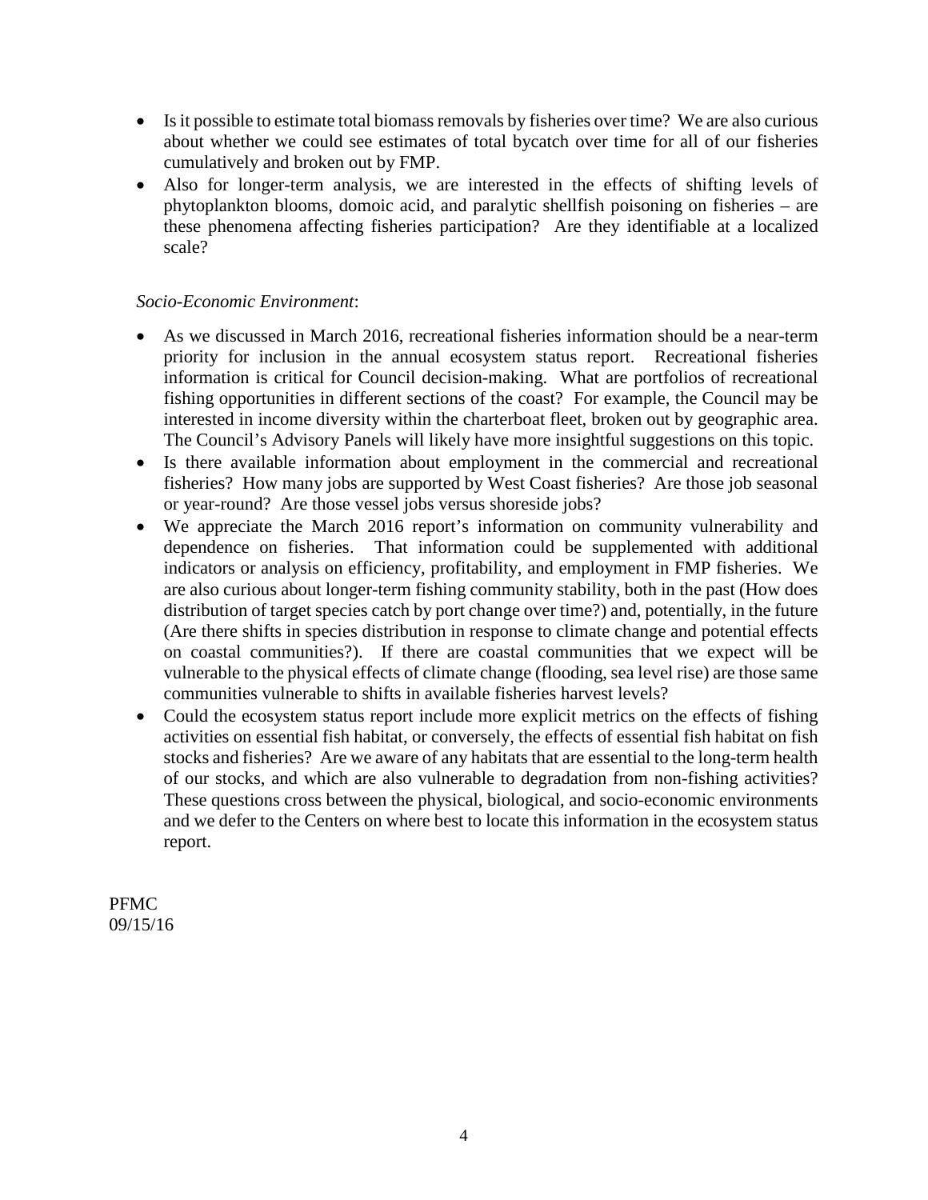- Is it possible to estimate total biomass removals by fisheries over time? We are also curious about whether we could see estimates of total bycatch over time for all of our fisheries cumulatively and broken out by FMP.
- Also for longer-term analysis, we are interested in the effects of shifting levels of phytoplankton blooms, domoic acid, and paralytic shellfish poisoning on fisheries – are these phenomena affecting fisheries participation? Are they identifiable at a localized scale?

*Socio-Economic Environment*:

- As we discussed in March 2016, recreational fisheries information should be a near-term priority for inclusion in the annual ecosystem status report. Recreational fisheries information is critical for Council decision-making. What are portfolios of recreational fishing opportunities in different sections of the coast? For example, the Council may be interested in income diversity within the charterboat fleet, broken out by geographic area. The Council's Advisory Panels will likely have more insightful suggestions on this topic.
- Is there available information about employment in the commercial and recreational fisheries? How many jobs are supported by West Coast fisheries? Are those job seasonal or year-round? Are those vessel jobs versus shoreside jobs?
- We appreciate the March 2016 report's information on community vulnerability and dependence on fisheries. That information could be supplemented with additional indicators or analysis on efficiency, profitability, and employment in FMP fisheries. We are also curious about longer-term fishing community stability, both in the past (How does distribution of target species catch by port change over time?) and, potentially, in the future (Are there shifts in species distribution in response to climate change and potential effects on coastal communities?). If there are coastal communities that we expect will be vulnerable to the physical effects of climate change (flooding, sea level rise) are those same communities vulnerable to shifts in available fisheries harvest levels?
- Could the ecosystem status report include more explicit metrics on the effects of fishing activities on essential fish habitat, or conversely, the effects of essential fish habitat on fish stocks and fisheries? Are we aware of any habitats that are essential to the long-term health of our stocks, and which are also vulnerable to degradation from non-fishing activities? These questions cross between the physical, biological, and socio-economic environments and we defer to the Centers on where best to locate this information in the ecosystem status report.

PFMC
09/15/16